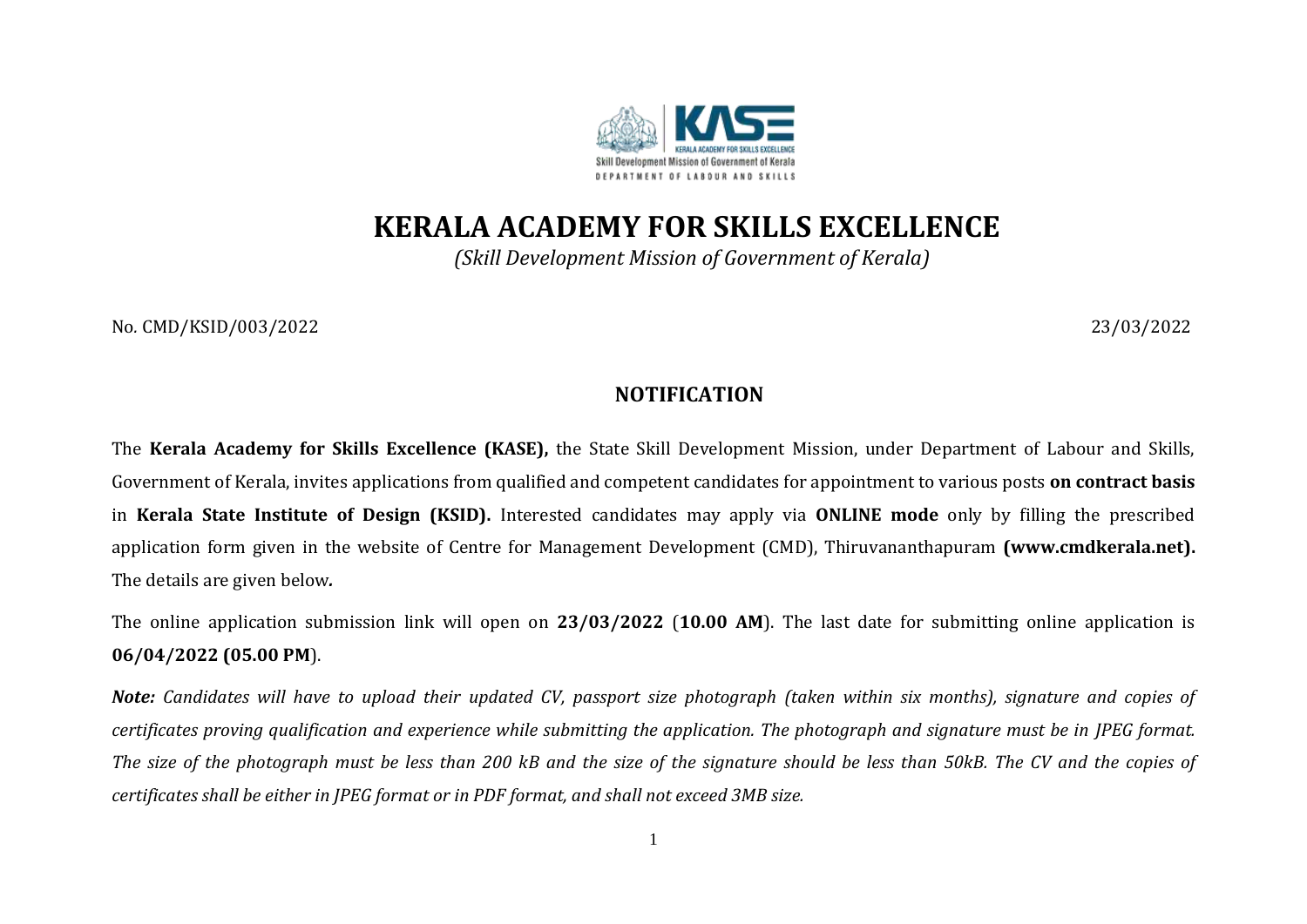# KERALA ACADEMY FOR SKILLS EXCELLENCE

*(Skill Development Mission of Government of Kerala)*

No. CMD/KSID/003/2022 23/03/2022

## NOTIFICATION

The **Kerala Academy for Skills Excellence (KASE),** the State Skill Development Mission, under Department of Labour and Skills, Government of Kerala, invites applications from qualified and competent candidates for appointment to various posts **on contract basis** in **Kerala State Institute of Design (KSID).** Interested candidates may apply via **ONLINE mode** only by filling the prescribed application form given in the website of Centre for Management Development (CMD), Thiruvananthapuram **(www.cmdkerala.net).** The details are given below***.***

The online application submission link will open on **23/03/2022** (**10.00 AM**). The last date for submitting online application is **06/04/2022 (05.00 PM**).

***Note:*** *Candidates will have to upload their updated CV, passport size photograph (taken within six months), signature and copies of certificates proving qualification and experience while submitting the application. The photograph and signature must be in JPEG format. The size of the photograph must be less than 200 kB and the size of the signature should be less than 50kB. The CV and the copies of certificates shall be either in JPEG format or in PDF format, and shall not exceed 3MB size.*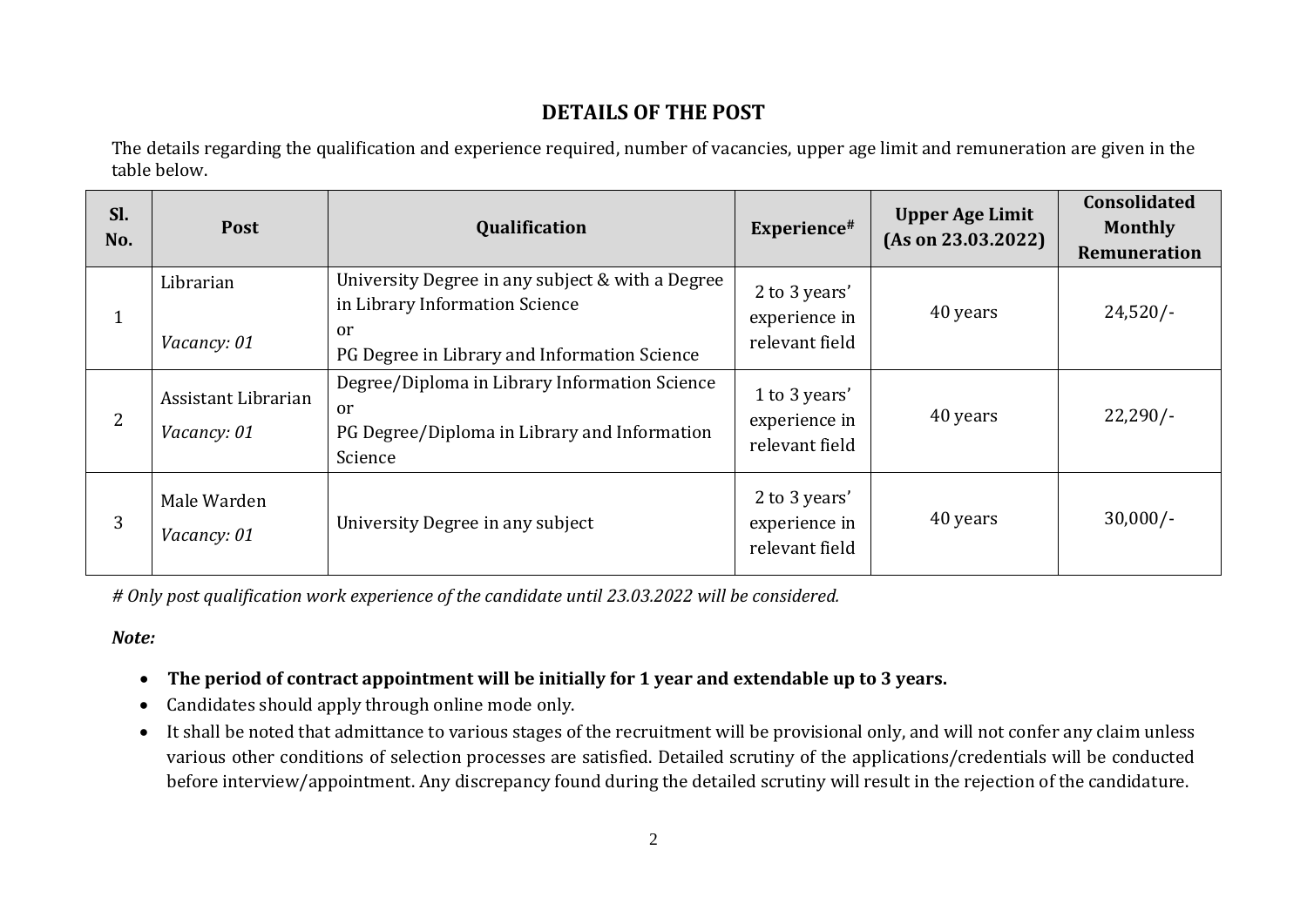## DETAILS OF THE POST

The details regarding the qualification and experience required, number of vacancies, upper age limit and remuneration are given in the table below.

| Sl. No. | Post | Qualification | Experience# | Upper Age Limit (As on 23.03.2022) | Consolidated Monthly Remuneration |
|---|---|---|---|---|---|
| 1 | Librarian<br><br>*Vacancy: 01* | University Degree in any subject & with a Degree in Library Information Science<br>or<br>PG Degree in Library and Information Science | 2 to 3 years' experience in relevant field | 40 years | 24,520/- |
| 2 | Assistant Librarian<br>*Vacancy: 01* | Degree/Diploma in Library Information Science<br>or<br>PG Degree/Diploma in Library and Information Science | 1 to 3 years' experience in relevant field | 40 years | 22,290/- |
| 3 | Male Warden<br>*Vacancy: 01* | University Degree in any subject | 2 to 3 years' experience in relevant field | 40 years | 30,000/- |

*# Only post qualification work experience of the candidate until 23.03.2022 will be considered.*

***Note:***

- **The period of contract appointment will be initially for 1 year and extendable up to 3 years.**
- Candidates should apply through online mode only.
- It shall be noted that admittance to various stages of the recruitment will be provisional only, and will not confer any claim unless various other conditions of selection processes are satisfied. Detailed scrutiny of the applications/credentials will be conducted before interview/appointment. Any discrepancy found during the detailed scrutiny will result in the rejection of the candidature.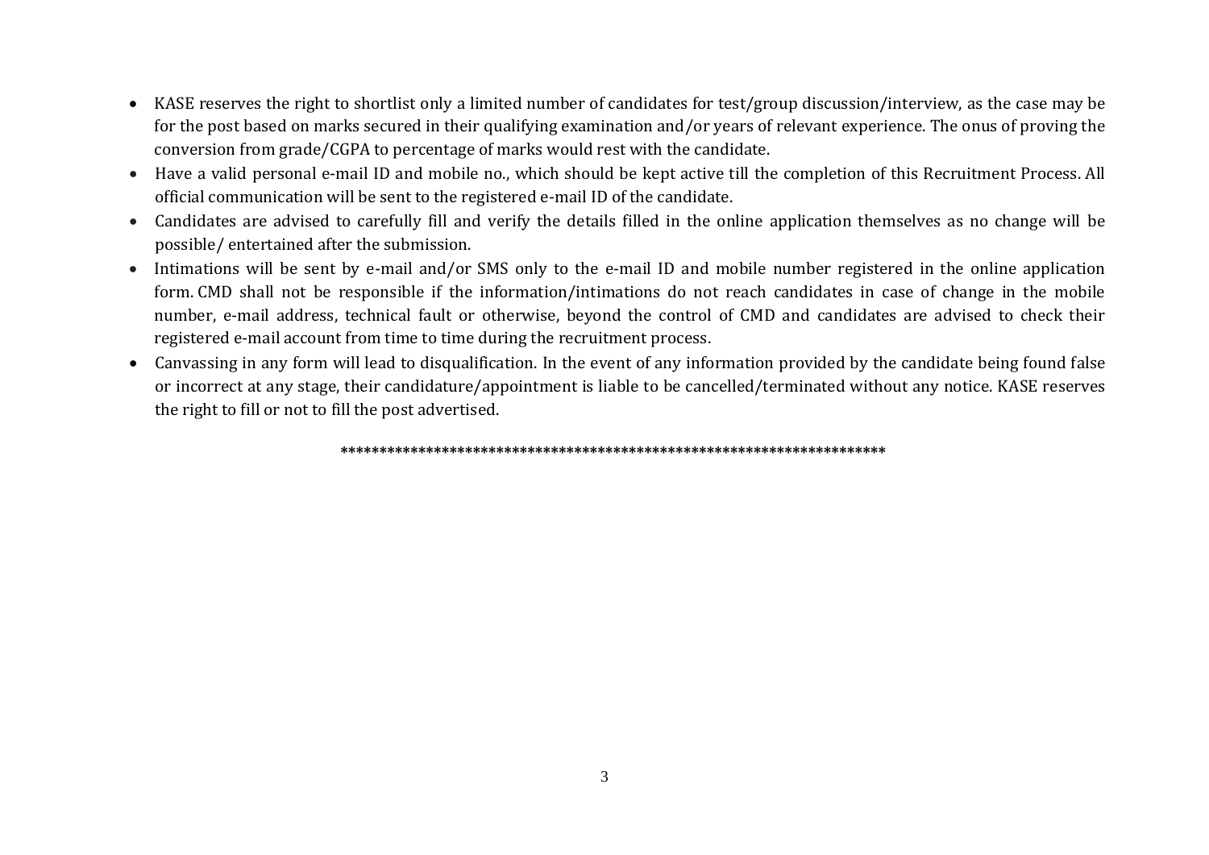- KASE reserves the right to shortlist only a limited number of candidates for test/group discussion/interview, as the case may be for the post based on marks secured in their qualifying examination and/or years of relevant experience. The onus of proving the conversion from grade/CGPA to percentage of marks would rest with the candidate.
- Have a valid personal e-mail ID and mobile no., which should be kept active till the completion of this Recruitment Process. All official communication will be sent to the registered e-mail ID of the candidate.
- Candidates are advised to carefully fill and verify the details filled in the online application themselves as no change will be possible/ entertained after the submission.
- Intimations will be sent by e-mail and/or SMS only to the e-mail ID and mobile number registered in the online application form. CMD shall not be responsible if the information/intimations do not reach candidates in case of change in the mobile number, e-mail address, technical fault or otherwise, beyond the control of CMD and candidates are advised to check their registered e-mail account from time to time during the recruitment process.
- Canvassing in any form will lead to disqualification. In the event of any information provided by the candidate being found false or incorrect at any stage, their candidature/appointment is liable to be cancelled/terminated without any notice. KASE reserves the right to fill or not to fill the post advertised.

************************************************************************